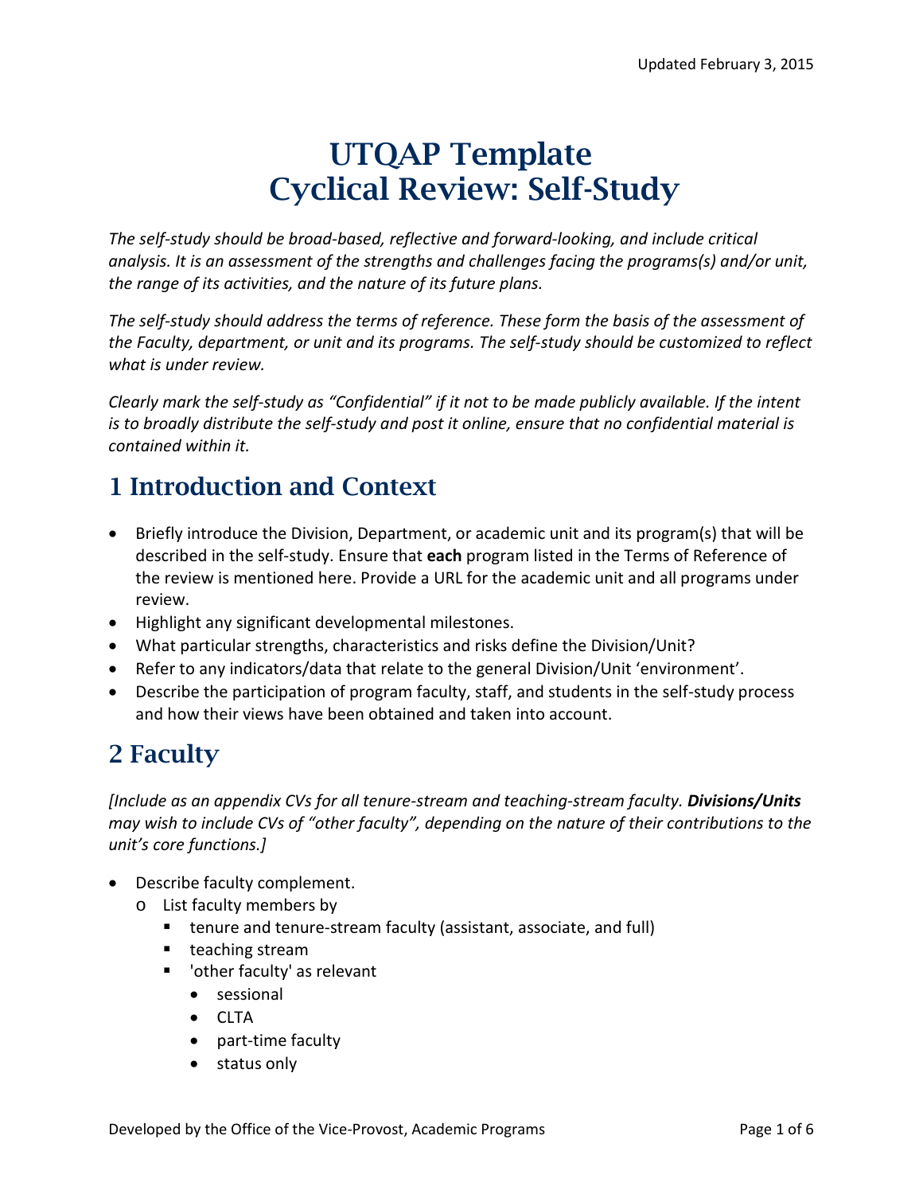# UTQAP Template
# Cyclical Review: Self-Study

*The self-study should be broad-based, reflective and forward-looking, and include critical analysis. It is an assessment of the strengths and challenges facing the programs(s) and/or unit, the range of its activities, and the nature of its future plans.*

*The self-study should address the terms of reference. These form the basis of the assessment of the Faculty, department, or unit and its programs. The self-study should be customized to reflect what is under review.*

*Clearly mark the self-study as "Confidential" if it not to be made publicly available. If the intent is to broadly distribute the self-study and post it online, ensure that no confidential material is contained within it.*

## 1 Introduction and Context

- Briefly introduce the Division, Department, or academic unit and its program(s) that will be described in the self-study. Ensure that **each** program listed in the Terms of Reference of the review is mentioned here. Provide a URL for the academic unit and all programs under review.
- Highlight any significant developmental milestones.
- What particular strengths, characteristics and risks define the Division/Unit?
- Refer to any indicators/data that relate to the general Division/Unit 'environment'.
- Describe the participation of program faculty, staff, and students in the self-study process and how their views have been obtained and taken into account.

## 2 Faculty

*[Include as an appendix CVs for all tenure-stream and teaching-stream faculty. **Divisions/Units** may wish to include CVs of "other faculty", depending on the nature of their contributions to the unit's core functions.]*

- Describe faculty complement.
  - List faculty members by
    - tenure and tenure-stream faculty (assistant, associate, and full)
    - teaching stream
    - 'other faculty' as relevant
      - sessional
      - CLTA
      - part-time faculty
      - status only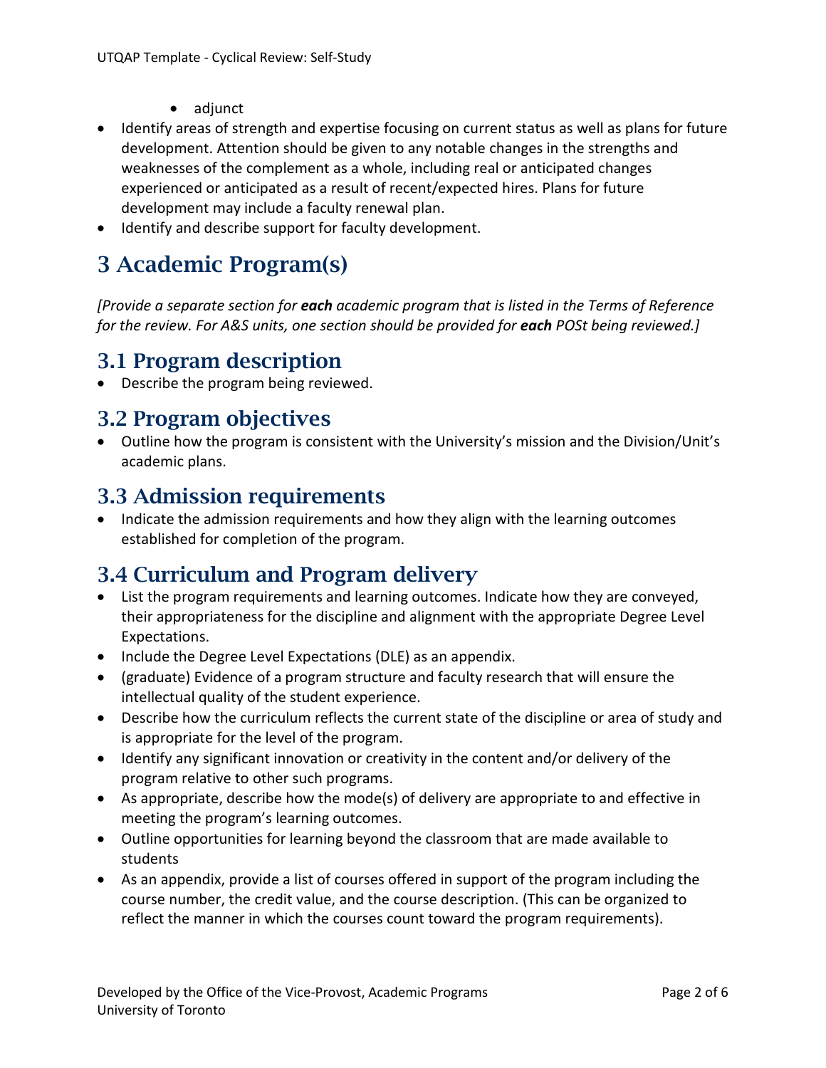- adjunct
- Identify areas of strength and expertise focusing on current status as well as plans for future development. Attention should be given to any notable changes in the strengths and weaknesses of the complement as a whole, including real or anticipated changes experienced or anticipated as a result of recent/expected hires. Plans for future development may include a faculty renewal plan.
- Identify and describe support for faculty development.

# 3 Academic Program(s)

*[Provide a separate section for **each** academic program that is listed in the Terms of Reference for the review. For A&S units, one section should be provided for **each** POSt being reviewed.]*

## 3.1 Program description

- Describe the program being reviewed.

## 3.2 Program objectives

- Outline how the program is consistent with the University's mission and the Division/Unit's academic plans.

## 3.3 Admission requirements

- Indicate the admission requirements and how they align with the learning outcomes established for completion of the program.

## 3.4 Curriculum and Program delivery

- List the program requirements and learning outcomes. Indicate how they are conveyed, their appropriateness for the discipline and alignment with the appropriate Degree Level Expectations.
- Include the Degree Level Expectations (DLE) as an appendix.
- (graduate) Evidence of a program structure and faculty research that will ensure the intellectual quality of the student experience.
- Describe how the curriculum reflects the current state of the discipline or area of study and is appropriate for the level of the program.
- Identify any significant innovation or creativity in the content and/or delivery of the program relative to other such programs.
- As appropriate, describe how the mode(s) of delivery are appropriate to and effective in meeting the program's learning outcomes.
- Outline opportunities for learning beyond the classroom that are made available to students
- As an appendix, provide a list of courses offered in support of the program including the course number, the credit value, and the course description. (This can be organized to reflect the manner in which the courses count toward the program requirements).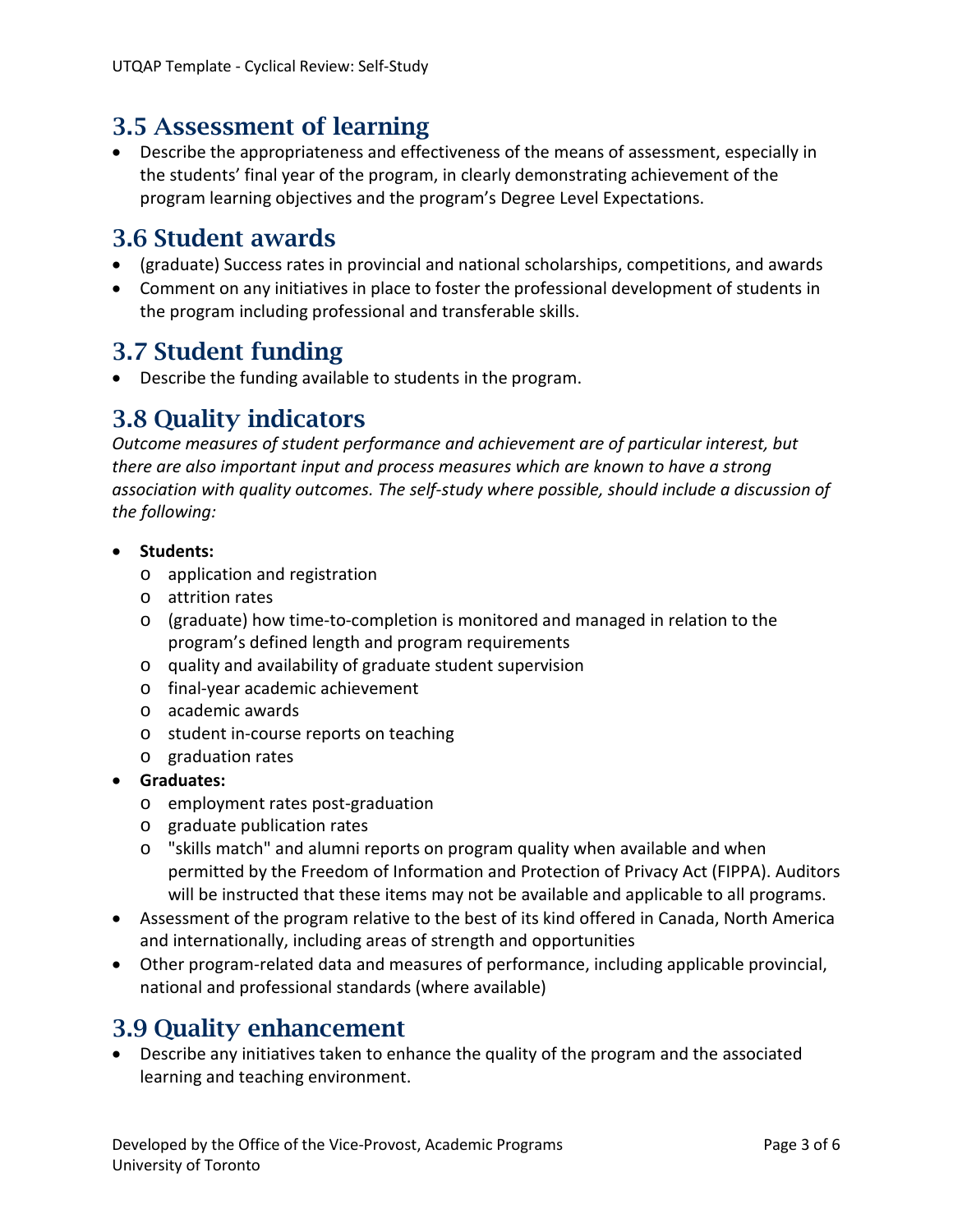## 3.5 Assessment of learning

- Describe the appropriateness and effectiveness of the means of assessment, especially in the students' final year of the program, in clearly demonstrating achievement of the program learning objectives and the program's Degree Level Expectations.

## 3.6 Student awards

- (graduate) Success rates in provincial and national scholarships, competitions, and awards
- Comment on any initiatives in place to foster the professional development of students in the program including professional and transferable skills.

## 3.7 Student funding

- Describe the funding available to students in the program.

## 3.8 Quality indicators

*Outcome measures of student performance and achievement are of particular interest, but there are also important input and process measures which are known to have a strong association with quality outcomes. The self-study where possible, should include a discussion of the following:*

- **Students:**
  - application and registration
  - attrition rates
  - (graduate) how time-to-completion is monitored and managed in relation to the program's defined length and program requirements
  - quality and availability of graduate student supervision
  - final-year academic achievement
  - academic awards
  - student in-course reports on teaching
  - graduation rates
- **Graduates:**
  - employment rates post-graduation
  - graduate publication rates
  - "skills match" and alumni reports on program quality when available and when permitted by the Freedom of Information and Protection of Privacy Act (FIPPA). Auditors will be instructed that these items may not be available and applicable to all programs.
- Assessment of the program relative to the best of its kind offered in Canada, North America and internationally, including areas of strength and opportunities
- Other program-related data and measures of performance, including applicable provincial, national and professional standards (where available)

## 3.9 Quality enhancement

- Describe any initiatives taken to enhance the quality of the program and the associated learning and teaching environment.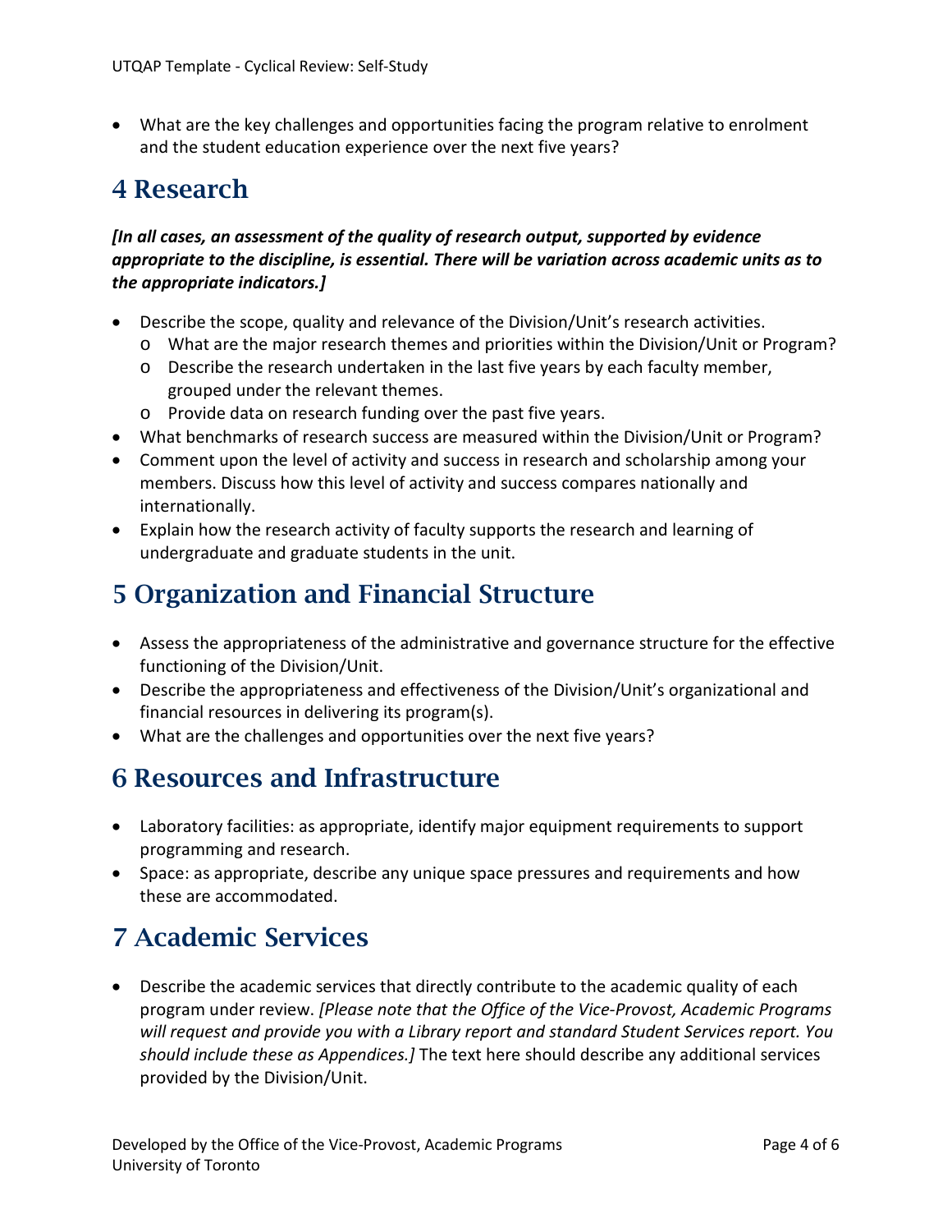- What are the key challenges and opportunities facing the program relative to enrolment and the student education experience over the next five years?

# 4 Research

***[In all cases, an assessment of the quality of research output, supported by evidence appropriate to the discipline, is essential. There will be variation across academic units as to the appropriate indicators.]***

- Describe the scope, quality and relevance of the Division/Unit's research activities.
  - What are the major research themes and priorities within the Division/Unit or Program?
  - Describe the research undertaken in the last five years by each faculty member, grouped under the relevant themes.
  - Provide data on research funding over the past five years.
- What benchmarks of research success are measured within the Division/Unit or Program?
- Comment upon the level of activity and success in research and scholarship among your members. Discuss how this level of activity and success compares nationally and internationally.
- Explain how the research activity of faculty supports the research and learning of undergraduate and graduate students in the unit.

# 5 Organization and Financial Structure

- Assess the appropriateness of the administrative and governance structure for the effective functioning of the Division/Unit.
- Describe the appropriateness and effectiveness of the Division/Unit's organizational and financial resources in delivering its program(s).
- What are the challenges and opportunities over the next five years?

# 6 Resources and Infrastructure

- Laboratory facilities: as appropriate, identify major equipment requirements to support programming and research.
- Space: as appropriate, describe any unique space pressures and requirements and how these are accommodated.

# 7 Academic Services

- Describe the academic services that directly contribute to the academic quality of each program under review. *[Please note that the Office of the Vice-Provost, Academic Programs will request and provide you with a Library report and standard Student Services report. You should include these as Appendices.]* The text here should describe any additional services provided by the Division/Unit.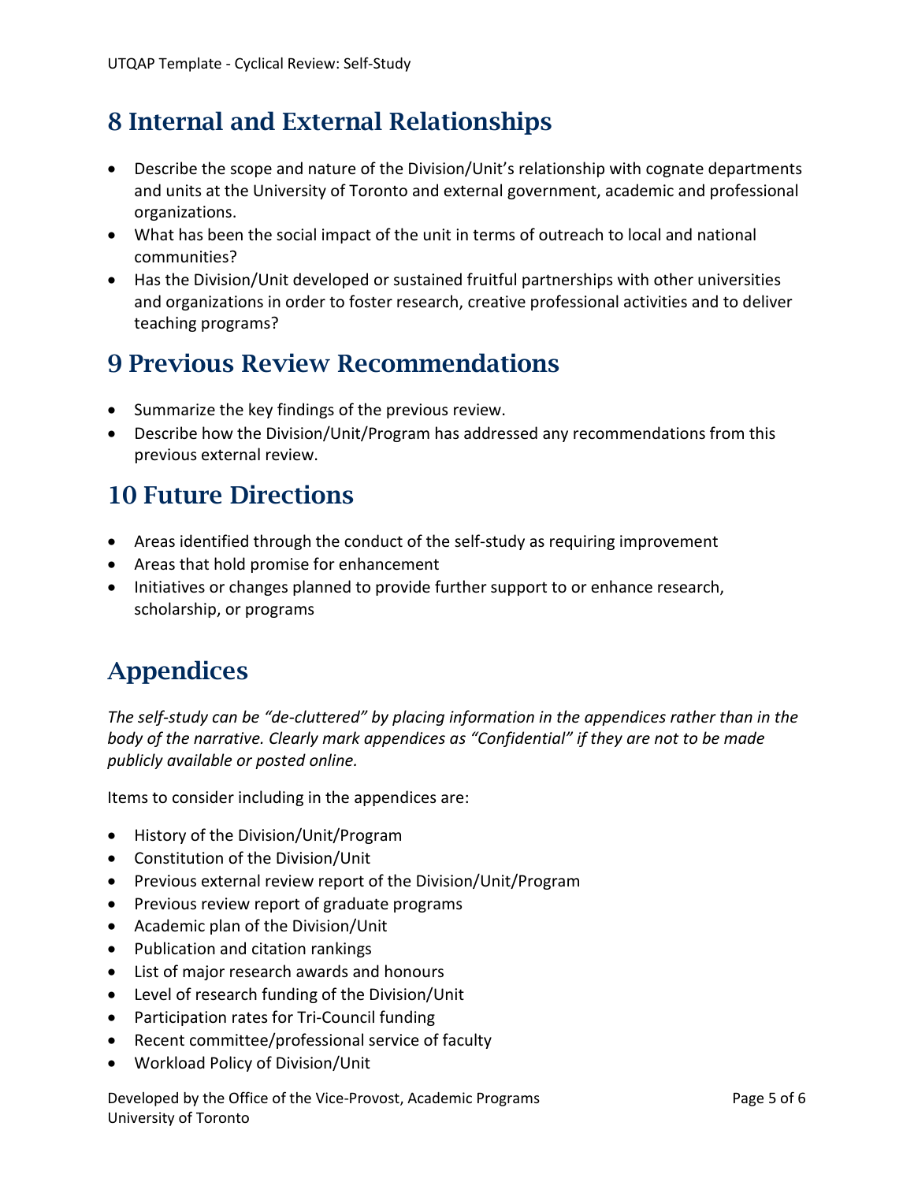## 8 Internal and External Relationships

- Describe the scope and nature of the Division/Unit's relationship with cognate departments and units at the University of Toronto and external government, academic and professional organizations.
- What has been the social impact of the unit in terms of outreach to local and national communities?
- Has the Division/Unit developed or sustained fruitful partnerships with other universities and organizations in order to foster research, creative professional activities and to deliver teaching programs?

## 9 Previous Review Recommendations

- Summarize the key findings of the previous review.
- Describe how the Division/Unit/Program has addressed any recommendations from this previous external review.

## 10 Future Directions

- Areas identified through the conduct of the self-study as requiring improvement
- Areas that hold promise for enhancement
- Initiatives or changes planned to provide further support to or enhance research, scholarship, or programs

## Appendices

*The self-study can be "de-cluttered" by placing information in the appendices rather than in the body of the narrative. Clearly mark appendices as "Confidential" if they are not to be made publicly available or posted online.*

Items to consider including in the appendices are:

- History of the Division/Unit/Program
- Constitution of the Division/Unit
- Previous external review report of the Division/Unit/Program
- Previous review report of graduate programs
- Academic plan of the Division/Unit
- Publication and citation rankings
- List of major research awards and honours
- Level of research funding of the Division/Unit
- Participation rates for Tri-Council funding
- Recent committee/professional service of faculty
- Workload Policy of Division/Unit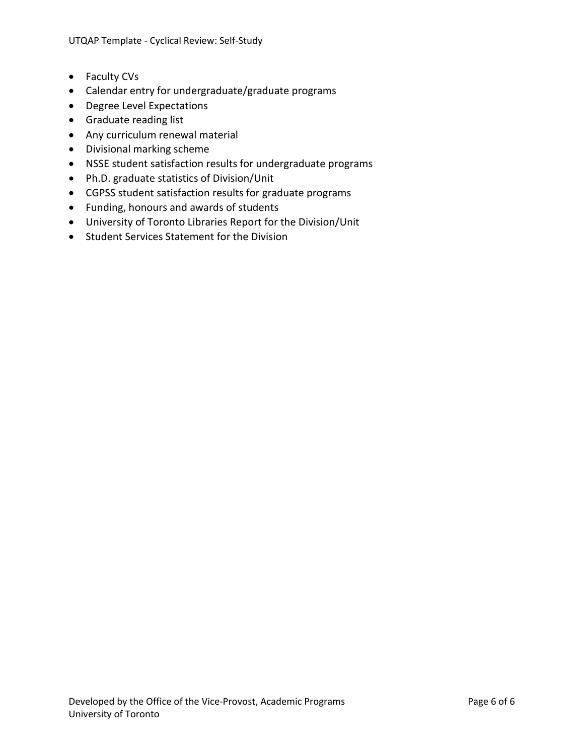- Faculty CVs
- Calendar entry for undergraduate/graduate programs
- Degree Level Expectations
- Graduate reading list
- Any curriculum renewal material
- Divisional marking scheme
- NSSE student satisfaction results for undergraduate programs
- Ph.D. graduate statistics of Division/Unit
- CGPSS student satisfaction results for graduate programs
- Funding, honours and awards of students
- University of Toronto Libraries Report for the Division/Unit
- Student Services Statement for the Division